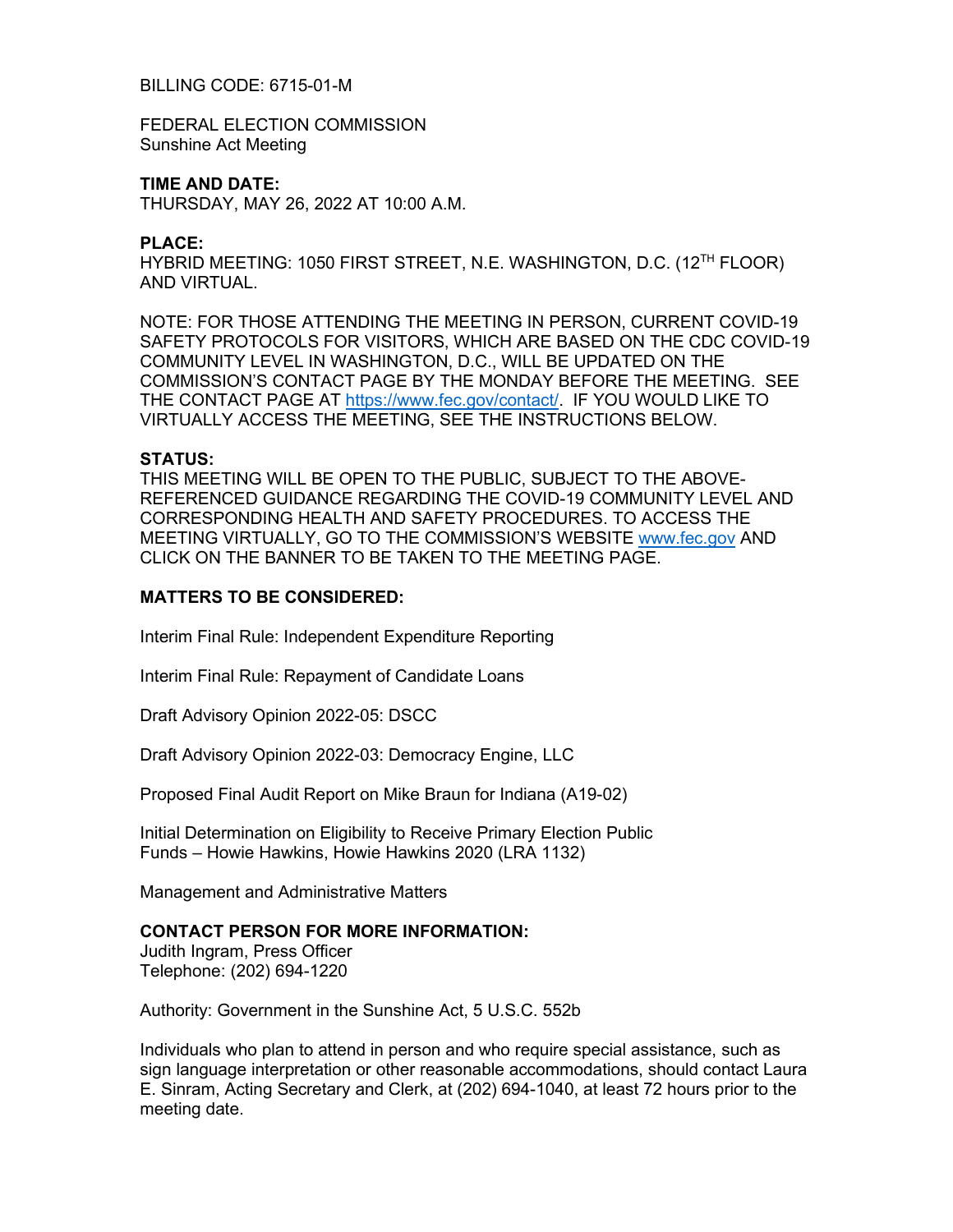BILLING CODE: 6715-01-M

FEDERAL ELECTION COMMISSION
Sunshine Act Meeting

**TIME AND DATE:**
THURSDAY, MAY 26, 2022 AT 10:00 A.M.

**PLACE:**
HYBRID MEETING: 1050 FIRST STREET, N.E. WASHINGTON, D.C. (12TH FLOOR) AND VIRTUAL.

NOTE: FOR THOSE ATTENDING THE MEETING IN PERSON, CURRENT COVID-19 SAFETY PROTOCOLS FOR VISITORS, WHICH ARE BASED ON THE CDC COVID-19 COMMUNITY LEVEL IN WASHINGTON, D.C., WILL BE UPDATED ON THE COMMISSION'S CONTACT PAGE BY THE MONDAY BEFORE THE MEETING. SEE THE CONTACT PAGE AT https://www.fec.gov/contact/. IF YOU WOULD LIKE TO VIRTUALLY ACCESS THE MEETING, SEE THE INSTRUCTIONS BELOW.

**STATUS:**
THIS MEETING WILL BE OPEN TO THE PUBLIC, SUBJECT TO THE ABOVE-REFERENCED GUIDANCE REGARDING THE COVID-19 COMMUNITY LEVEL AND CORRESPONDING HEALTH AND SAFETY PROCEDURES. TO ACCESS THE MEETING VIRTUALLY, GO TO THE COMMISSION'S WEBSITE www.fec.gov AND CLICK ON THE BANNER TO BE TAKEN TO THE MEETING PAGE.

**MATTERS TO BE CONSIDERED:**

Interim Final Rule: Independent Expenditure Reporting

Interim Final Rule: Repayment of Candidate Loans

Draft Advisory Opinion 2022-05: DSCC

Draft Advisory Opinion 2022-03: Democracy Engine, LLC

Proposed Final Audit Report on Mike Braun for Indiana (A19-02)

Initial Determination on Eligibility to Receive Primary Election Public Funds – Howie Hawkins, Howie Hawkins 2020 (LRA 1132)

Management and Administrative Matters

**CONTACT PERSON FOR MORE INFORMATION:**
Judith Ingram, Press Officer
Telephone: (202) 694-1220

Authority: Government in the Sunshine Act, 5 U.S.C. 552b

Individuals who plan to attend in person and who require special assistance, such as sign language interpretation or other reasonable accommodations, should contact Laura E. Sinram, Acting Secretary and Clerk, at (202) 694-1040, at least 72 hours prior to the meeting date.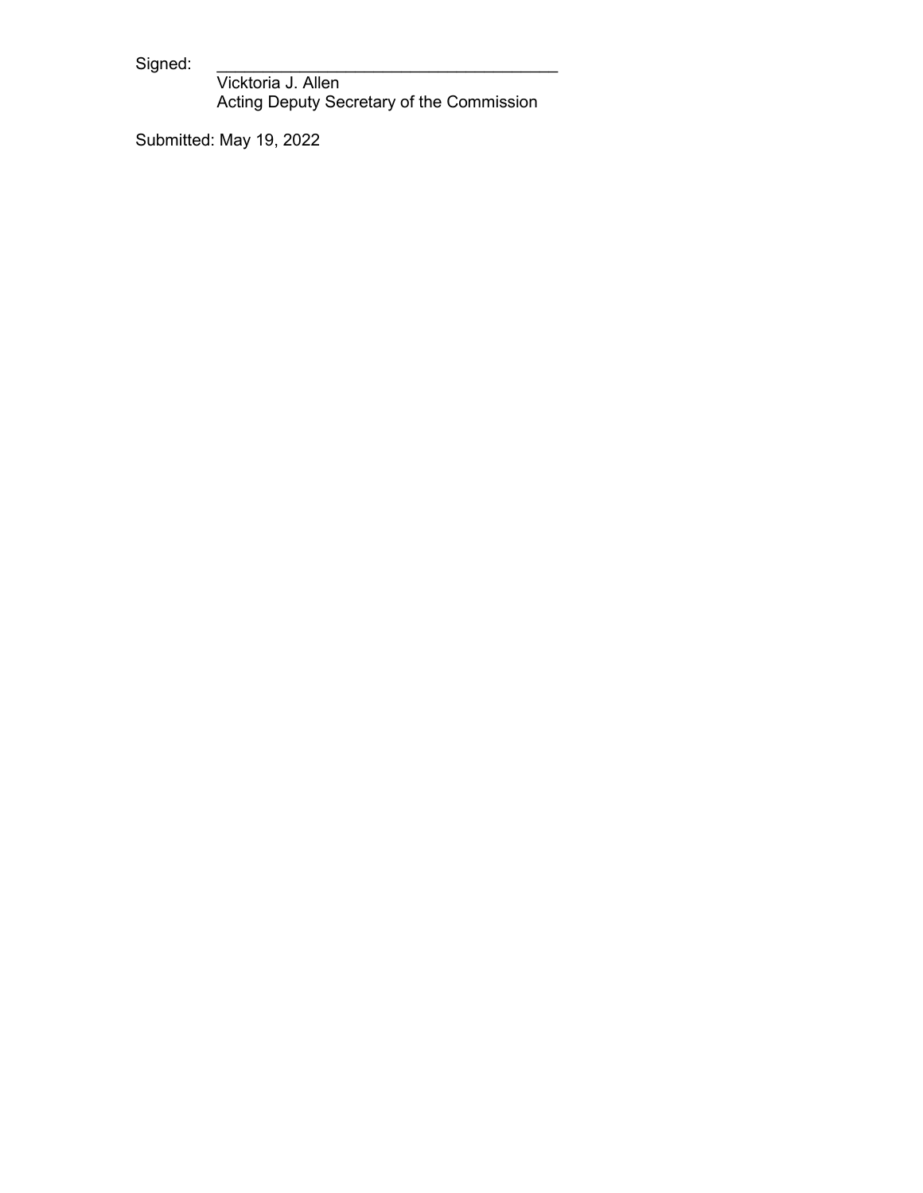Signed: \_\_\_\_\_\_\_\_\_\_\_\_\_\_\_\_\_\_\_\_\_\_\_\_\_\_\_\_\_\_\_\_\_\_\_\_\_\_

Vicktoria J. Allen
Acting Deputy Secretary of the Commission

Submitted: May 19, 2022